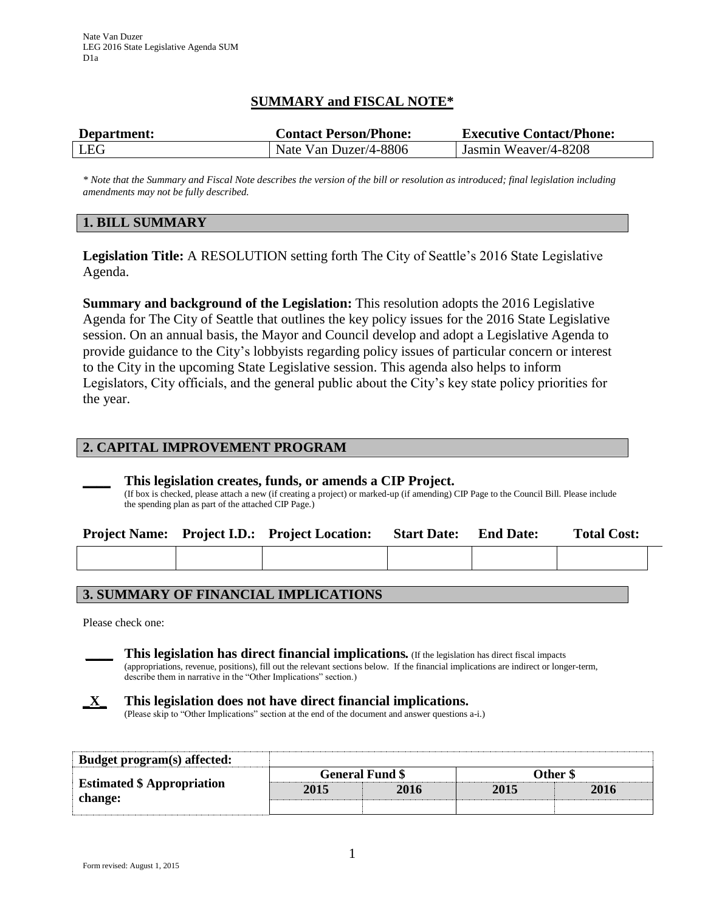Nate Van Duzer
LEG 2016 State Legislative Agenda SUM
D1a

## SUMMARY and FISCAL NOTE*

| Department: | Contact Person/Phone: | Executive Contact/Phone: |
|---|---|---|
| LEG | Nate Van Duzer/4-8806 | Jasmin Weaver/4-8208 |

*\* Note that the Summary and Fiscal Note describes the version of the bill or resolution as introduced; final legislation including amendments may not be fully described.*

### 1. BILL SUMMARY

**Legislation Title:** A RESOLUTION setting forth The City of Seattle's 2016 State Legislative Agenda.

**Summary and background of the Legislation:** This resolution adopts the 2016 Legislative Agenda for The City of Seattle that outlines the key policy issues for the 2016 State Legislative session. On an annual basis, the Mayor and Council develop and adopt a Legislative Agenda to provide guidance to the City's lobbyists regarding policy issues of particular concern or interest to the City in the upcoming State Legislative session. This agenda also helps to inform Legislators, City officials, and the general public about the City's key state policy priorities for the year.

### 2. CAPITAL IMPROVEMENT PROGRAM

____ **This legislation creates, funds, or amends a CIP Project.**
(If box is checked, please attach a new (if creating a project) or marked-up (if amending) CIP Page to the Council Bill. Please include the spending plan as part of the attached CIP Page.)

| Project Name: | Project I.D.: | Project Location: | Start Date: | End Date: | Total Cost: |
|---|---|---|---|---|---|
| | | | | | |

### 3. SUMMARY OF FINANCIAL IMPLICATIONS

Please check one:

____ **This legislation has direct financial implications.** (If the legislation has direct fiscal impacts (appropriations, revenue, positions), fill out the relevant sections below. If the financial implications are indirect or longer-term, describe them in narrative in the "Other Implications" section.)

_X_ **This legislation does not have direct financial implications.**
(Please skip to "Other Implications" section at the end of the document and answer questions a-i.)

| Budget program(s) affected: | | | | |
|---|---|---|---|---|
| **Estimated $ Appropriation change:** | **General Fund $** | | **Other $** | |
| | **2015** | **2016** | **2015** | **2016** |
| | | | | |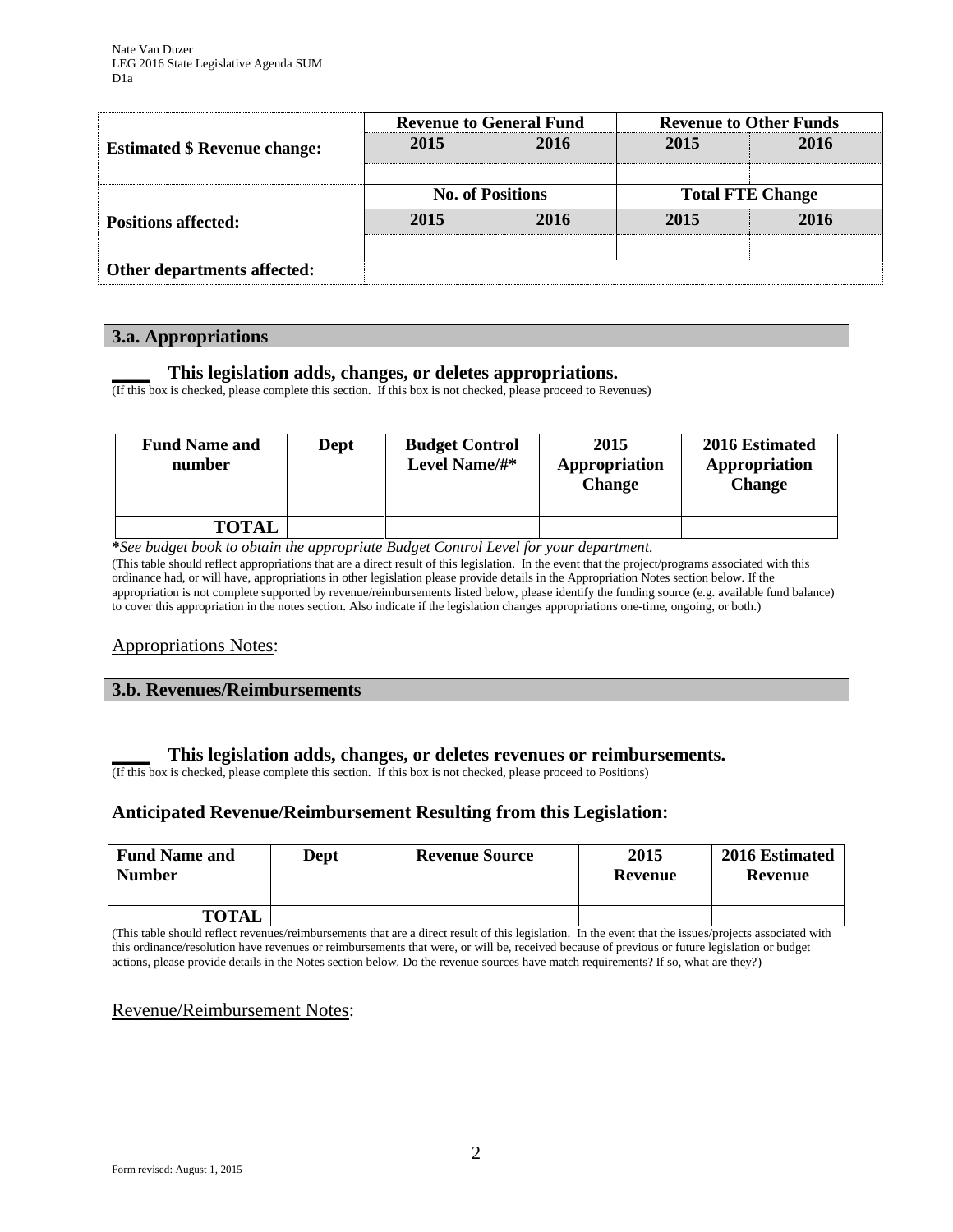| | Revenue to General Fund | | Revenue to Other Funds | |
|---|---|---|---|---|
| **Estimated $ Revenue change:** | **2015** | **2016** | **2015** | **2016** |
| | | | | |
| | **No. of Positions** | | **Total FTE Change** | |
| **Positions affected:** | **2015** | **2016** | **2015** | **2016** |
| | | | | |
| **Other departments affected:** | | | | |

## 3.a. Appropriations

**____ This legislation adds, changes, or deletes appropriations.**
(If this box is checked, please complete this section. If this box is not checked, please proceed to Revenues)

| Fund Name and number | Dept | Budget Control Level Name/#* | 2015 Appropriation Change | 2016 Estimated Appropriation Change |
|---|---|---|---|---|
| | | | | |
| **TOTAL** | | | | |

***See budget book to obtain the appropriate Budget Control Level for your department.***
(This table should reflect appropriations that are a direct result of this legislation. In the event that the project/programs associated with this ordinance had, or will have, appropriations in other legislation please provide details in the Appropriation Notes section below. If the appropriation is not complete supported by revenue/reimbursements listed below, please identify the funding source (e.g. available fund balance) to cover this appropriation in the notes section. Also indicate if the legislation changes appropriations one-time, ongoing, or both.)

Appropriations Notes:

## 3.b. Revenues/Reimbursements

**____ This legislation adds, changes, or deletes revenues or reimbursements.**
(If this box is checked, please complete this section. If this box is not checked, please proceed to Positions)

### Anticipated Revenue/Reimbursement Resulting from this Legislation:

| Fund Name and Number | Dept | Revenue Source | 2015 Revenue | 2016 Estimated Revenue |
|---|---|---|---|---|
| | | | | |
| **TOTAL** | | | | |

(This table should reflect revenues/reimbursements that are a direct result of this legislation. In the event that the issues/projects associated with this ordinance/resolution have revenues or reimbursements that were, or will be, received because of previous or future legislation or budget actions, please provide details in the Notes section below. Do the revenue sources have match requirements? If so, what are they?)

Revenue/Reimbursement Notes: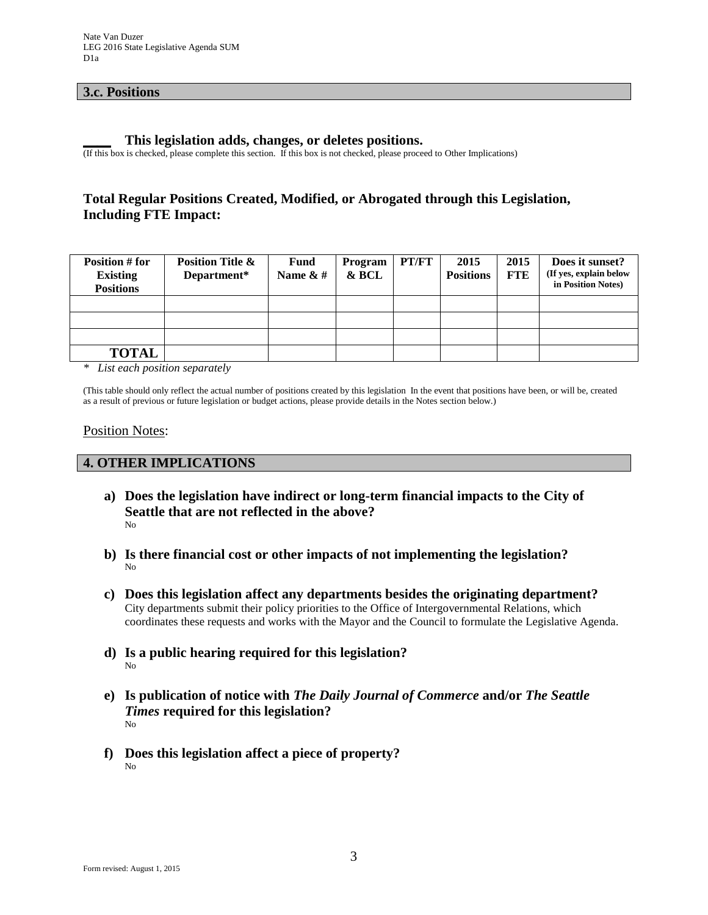## 3.c. Positions

\_\_\_\_ **This legislation adds, changes, or deletes positions.**
(If this box is checked, please complete this section. If this box is not checked, please proceed to Other Implications)

### Total Regular Positions Created, Modified, or Abrogated through this Legislation, Including FTE Impact:

| Position # for Existing Positions | Position Title & Department* | Fund Name & # | Program & BCL | PT/FT | 2015 Positions | 2015 FTE | Does it sunset? (If yes, explain below in Position Notes) |
|---|---|---|---|---|---|---|---|
| | | | | | | | |
| | | | | | | | |
| | | | | | | | |
| **TOTAL** | | | | | | | |

\* *List each position separately*

(This table should only reflect the actual number of positions created by this legislation In the event that positions have been, or will be, created as a result of previous or future legislation or budget actions, please provide details in the Notes section below.)

Position Notes:

## 4. OTHER IMPLICATIONS

**a) Does the legislation have indirect or long-term financial impacts to the City of Seattle that are not reflected in the above?**
No

**b) Is there financial cost or other impacts of not implementing the legislation?**
No

**c) Does this legislation affect any departments besides the originating department?**
City departments submit their policy priorities to the Office of Intergovernmental Relations, which coordinates these requests and works with the Mayor and the Council to formulate the Legislative Agenda.

**d) Is a public hearing required for this legislation?**
No

**e) Is publication of notice with *The Daily Journal of Commerce* and/or *The Seattle Times* required for this legislation?**
No

**f) Does this legislation affect a piece of property?**
No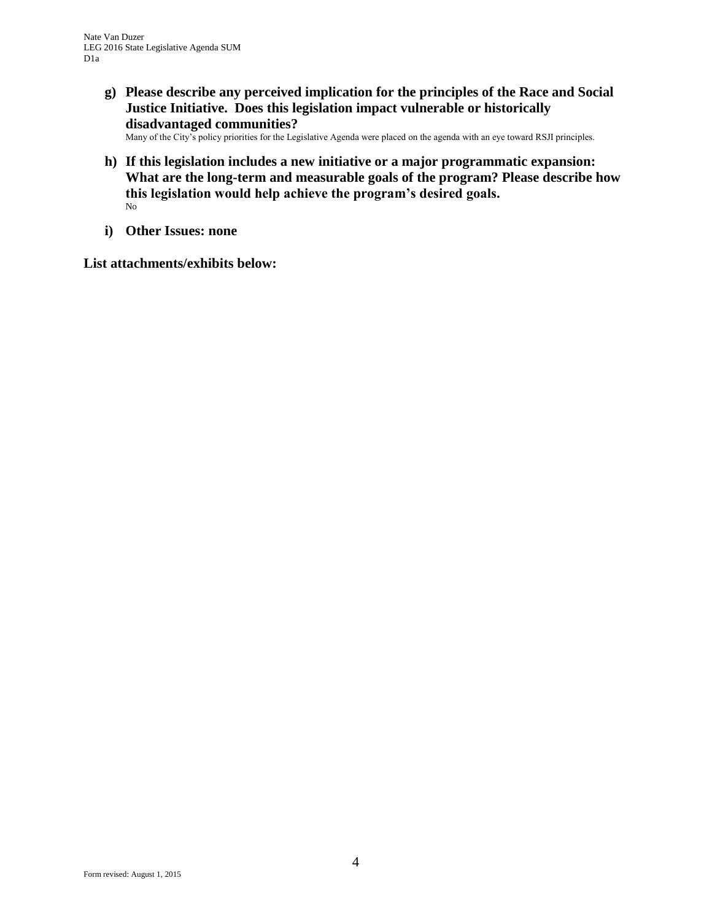**g) Please describe any perceived implication for the principles of the Race and Social Justice Initiative. Does this legislation impact vulnerable or historically disadvantaged communities?**

Many of the City's policy priorities for the Legislative Agenda were placed on the agenda with an eye toward RSJI principles.

**h) If this legislation includes a new initiative or a major programmatic expansion: What are the long-term and measurable goals of the program? Please describe how this legislation would help achieve the program's desired goals.**

No

**i) Other Issues: none**

**List attachments/exhibits below:**